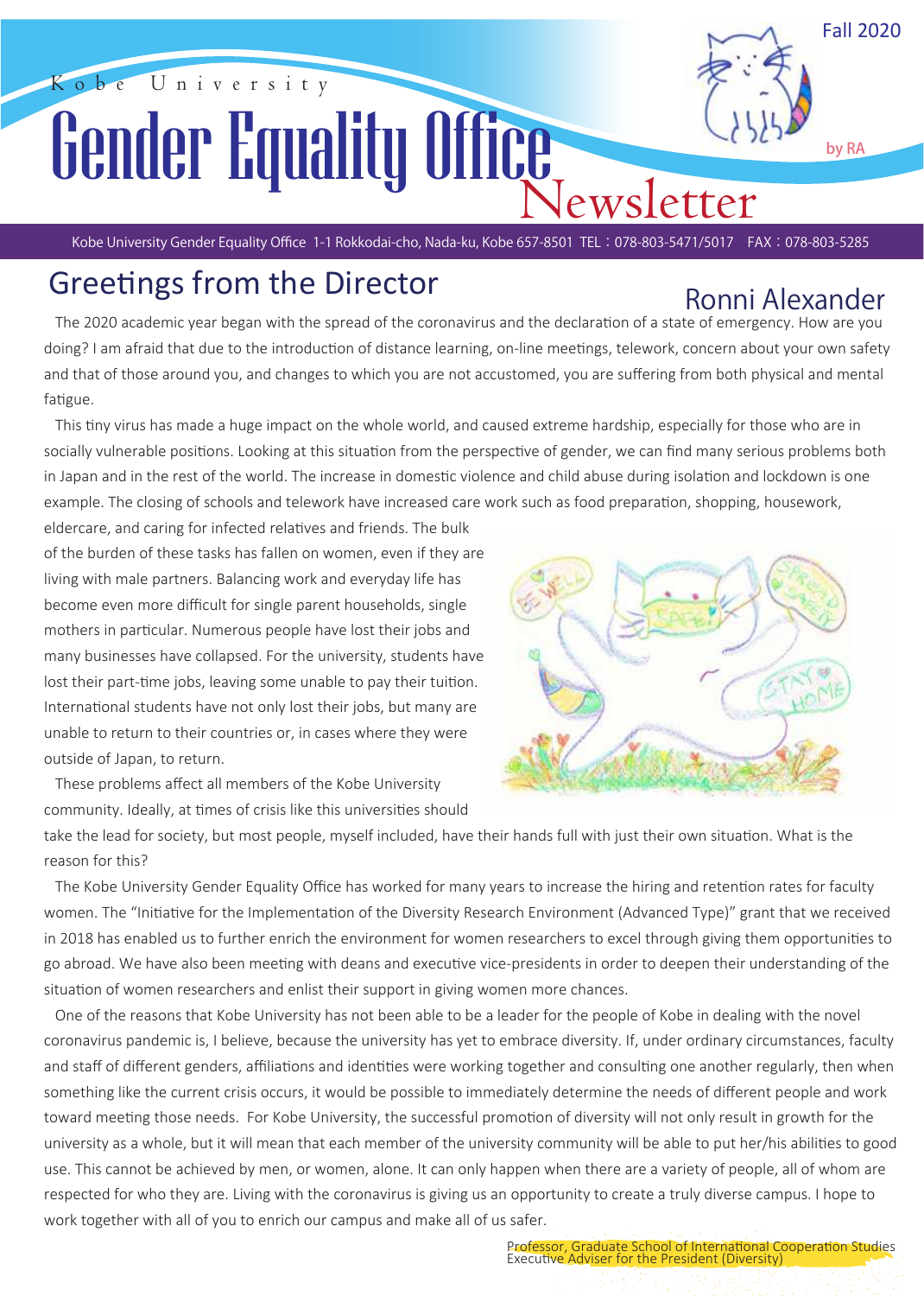Kobe University

# Gender Equality Office Newsletter

Fall 2020

by RA

Kobe University Gender Equality Office 1-1 Rokkodai-cho, Nada-ku, Kobe 657-8501 TEL：078-803-5471/5017 FAX：078-803-5285

## Greetings from the Director

Ronni Alexander

The 2020 academic year began with the spread of the coronavirus and the declaration of a state of emergency. How are you doing? I am afraid that due to the introduction of distance learning, on-line meetings, telework, concern about your own safety and that of those around you, and changes to which you are not accustomed, you are suffering from both physical and mental fatigue.

This tiny virus has made a huge impact on the whole world, and caused extreme hardship, especially for those who are in socially vulnerable positions. Looking at this situation from the perspective of gender, we can find many serious problems both in Japan and in the rest of the world. The increase in domestic violence and child abuse during isolation and lockdown is one example. The closing of schools and telework have increased care work such as food preparation, shopping, housework, eldercare, and caring for infected relatives and friends. The bulk of the burden of these tasks has fallen on women, even if they are living with male partners. Balancing work and everyday life has become even more difficult for single parent households, single mothers in particular. Numerous people have lost their jobs and many businesses have collapsed. For the university, students have lost their part-time jobs, leaving some unable to pay their tuition. International students have not only lost their jobs, but many are unable to return to their countries or, in cases where they were outside of Japan, to return.

These problems affect all members of the Kobe University community. Ideally, at times of crisis like this universities should take the lead for society, but most people, myself included, have their hands full with just their own situation. What is the reason for this?

The Kobe University Gender Equality Office has worked for many years to increase the hiring and retention rates for faculty women. The "Initiative for the Implementation of the Diversity Research Environment (Advanced Type)" grant that we received in 2018 has enabled us to further enrich the environment for women researchers to excel through giving them opportunities to go abroad. We have also been meeting with deans and executive vice-presidents in order to deepen their understanding of the situation of women researchers and enlist their support in giving women more chances.

One of the reasons that Kobe University has not been able to be a leader for the people of Kobe in dealing with the novel coronavirus pandemic is, I believe, because the university has yet to embrace diversity. If, under ordinary circumstances, faculty and staff of different genders, affiliations and identities were working together and consulting one another regularly, then when something like the current crisis occurs, it would be possible to immediately determine the needs of different people and work toward meeting those needs. For Kobe University, the successful promotion of diversity will not only result in growth for the university as a whole, but it will mean that each member of the university community will be able to put her/his abilities to good use. This cannot be achieved by men, or women, alone. It can only happen when there are a variety of people, all of whom are respected for who they are. Living with the coronavirus is giving us an opportunity to create a truly diverse campus. I hope to work together with all of you to enrich our campus and make all of us safer.

Professor, Graduate School of International Cooperation Studies
Executive Adviser for the President (Diversity)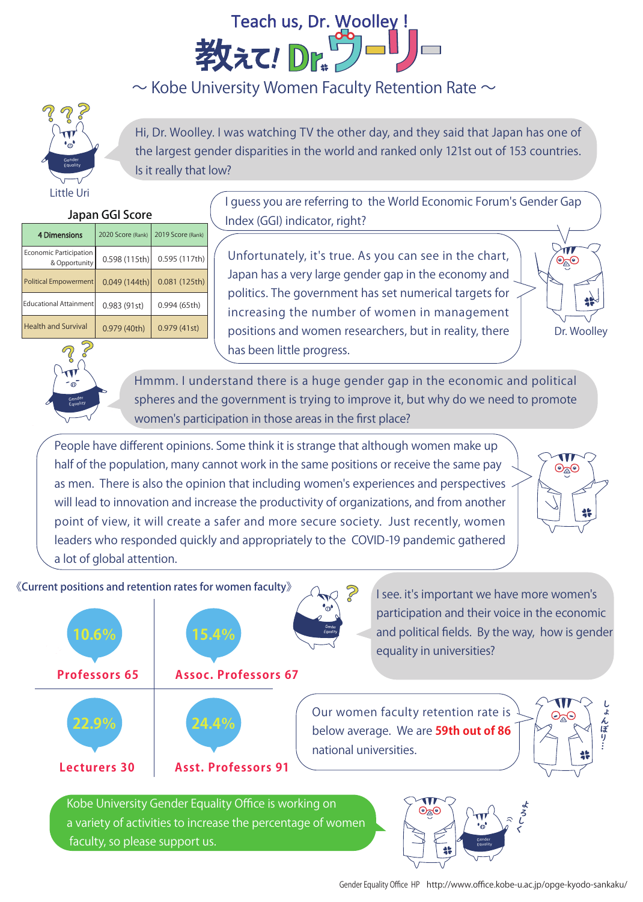# Teach us, Dr. Woolley !

# 教えて! Dr.ウーリー

## ～ Kobe University Women Faculty Retention Rate ～

Little Uri

Hi, Dr. Woolley. I was watching TV the other day, and they said that Japan has one of the largest gender disparities in the world and ranked only 121st out of 153 countries. Is it really that low?

I guess you are referring to the World Economic Forum's Gender Gap Index (GGI) indicator, right?

**Japan GGI Score**

| 4 Dimensions | 2020 Score (Rank) | 2019 Score (Rank) |
|---|---|---|
| Economic Participation & Opportunity | 0.598 (115th) | 0.595 (117th) |
| Political Empowerment | 0.049 (144th) | 0.081 (125th) |
| Educational Attainment | 0.983 (91st) | 0.994 (65th) |
| Health and Survival | 0.979 (40th) | 0.979 (41st) |

Unfortunately, it's true. As you can see in the chart, Japan has a very large gender gap in the economy and politics. The government has set numerical targets for increasing the number of women in management positions and women researchers, but in reality, there has been little progress.

Dr. Woolley

Hmmm. I understand there is a huge gender gap in the economic and political spheres and the government is trying to improve it, but why do we need to promote women's participation in those areas in the first place?

People have different opinions. Some think it is strange that although women make up half of the population, many cannot work in the same positions or receive the same pay as men. There is also the opinion that including women's experiences and perspectives will lead to innovation and increase the productivity of organizations, and from another point of view, it will create a safer and more secure society. Just recently, women leaders who responded quickly and appropriately to the COVID-19 pandemic gathered a lot of global attention.

**《Current positions and retention rates for women faculty》**

10.6%
Professors 65

15.4%
Assoc. Professors 67

22.9%
Lecturers 30

24.4%
Asst. Professors 91

I see. it's important we have more women's participation and their voice in the economic and political fields. By the way, how is gender equality in universities?

Our women faculty retention rate is below average. We are **59th out of 86** national universities.

しょんぼり…

Kobe University Gender Equality Office is working on a variety of activities to increase the percentage of women faculty, so please support us.

よろしく

Gender Equality Office HP http://www.office.kobe-u.ac.jp/opge-kyodo-sankaku/